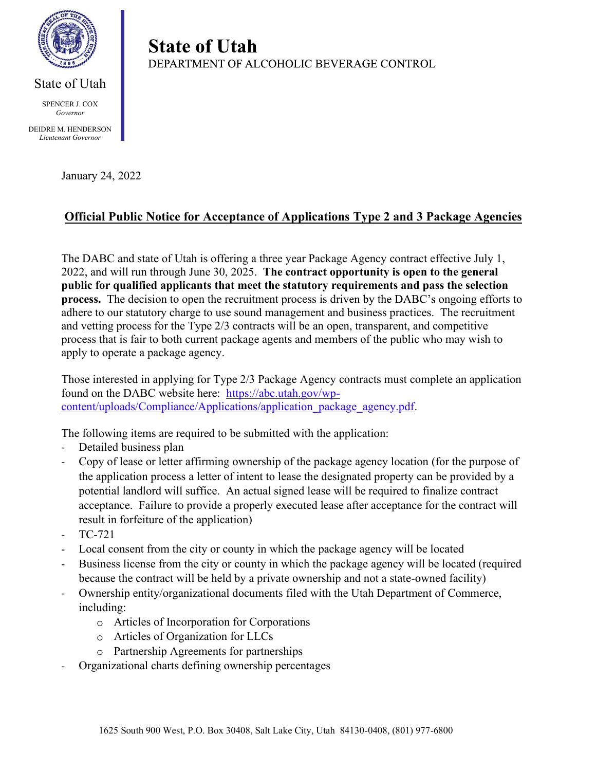State of Utah

SPENCER J. COX
*Governor*

DEIDRE M. HENDERSON
*Lieutenant Governor*

# State of Utah

DEPARTMENT OF ALCOHOLIC BEVERAGE CONTROL

January 24, 2022

## Official Public Notice for Acceptance of Applications Type 2 and 3 Package Agencies

The DABC and state of Utah is offering a three year Package Agency contract effective July 1, 2022, and will run through June 30, 2025. **The contract opportunity is open to the general public for qualified applicants that meet the statutory requirements and pass the selection process.** The decision to open the recruitment process is driven by the DABC's ongoing efforts to adhere to our statutory charge to use sound management and business practices. The recruitment and vetting process for the Type 2/3 contracts will be an open, transparent, and competitive process that is fair to both current package agents and members of the public who may wish to apply to operate a package agency.

Those interested in applying for Type 2/3 Package Agency contracts must complete an application found on the DABC website here: [https://abc.utah.gov/wp-content/uploads/Compliance/Applications/application_package_agency.pdf](https://abc.utah.gov/wp-content/uploads/Compliance/Applications/application_package_agency.pdf).

The following items are required to be submitted with the application:

- Detailed business plan
- Copy of lease or letter affirming ownership of the package agency location (for the purpose of the application process a letter of intent to lease the designated property can be provided by a potential landlord will suffice. An actual signed lease will be required to finalize contract acceptance. Failure to provide a properly executed lease after acceptance for the contract will result in forfeiture of the application)
- TC-721
- Local consent from the city or county in which the package agency will be located
- Business license from the city or county in which the package agency will be located (required because the contract will be held by a private ownership and not a state-owned facility)
- Ownership entity/organizational documents filed with the Utah Department of Commerce, including:
  - Articles of Incorporation for Corporations
  - Articles of Organization for LLCs
  - Partnership Agreements for partnerships
- Organizational charts defining ownership percentages

1625 South 900 West, P.O. Box 30408, Salt Lake City, Utah 84130-0408, (801) 977-6800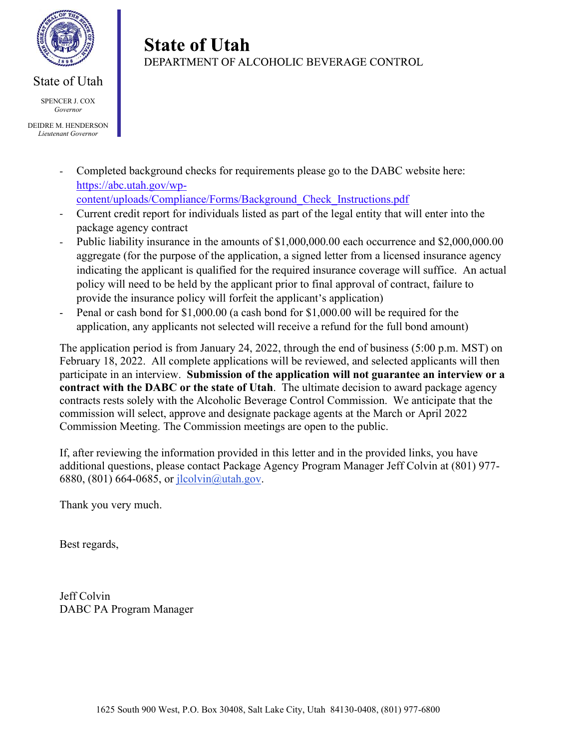# State of Utah

DEPARTMENT OF ALCOHOLIC BEVERAGE CONTROL

State of Utah

SPENCER J. COX
*Governor*

DEIDRE M. HENDERSON
*Lieutenant Governor*

- Completed background checks for requirements please go to the DABC website here: [https://abc.utah.gov/wp-content/uploads/Compliance/Forms/Background_Check_Instructions.pdf](https://abc.utah.gov/wp-content/uploads/Compliance/Forms/Background_Check_Instructions.pdf)
- Current credit report for individuals listed as part of the legal entity that will enter into the package agency contract
- Public liability insurance in the amounts of $1,000,000.00 each occurrence and $2,000,000.00 aggregate (for the purpose of the application, a signed letter from a licensed insurance agency indicating the applicant is qualified for the required insurance coverage will suffice. An actual policy will need to be held by the applicant prior to final approval of contract, failure to provide the insurance policy will forfeit the applicant's application)
- Penal or cash bond for $1,000.00 (a cash bond for $1,000.00 will be required for the application, any applicants not selected will receive a refund for the full bond amount)

The application period is from January 24, 2022, through the end of business (5:00 p.m. MST) on February 18, 2022. All complete applications will be reviewed, and selected applicants will then participate in an interview. **Submission of the application will not guarantee an interview or a contract with the DABC or the state of Utah**. The ultimate decision to award package agency contracts rests solely with the Alcoholic Beverage Control Commission. We anticipate that the commission will select, approve and designate package agents at the March or April 2022 Commission Meeting. The Commission meetings are open to the public.

If, after reviewing the information provided in this letter and in the provided links, you have additional questions, please contact Package Agency Program Manager Jeff Colvin at (801) 977-6880, (801) 664-0685, or [jlcolvin@utah.gov](mailto:jlcolvin@utah.gov).

Thank you very much.

Best regards,

Jeff Colvin
DABC PA Program Manager

1625 South 900 West, P.O. Box 30408, Salt Lake City, Utah 84130-0408, (801) 977-6800